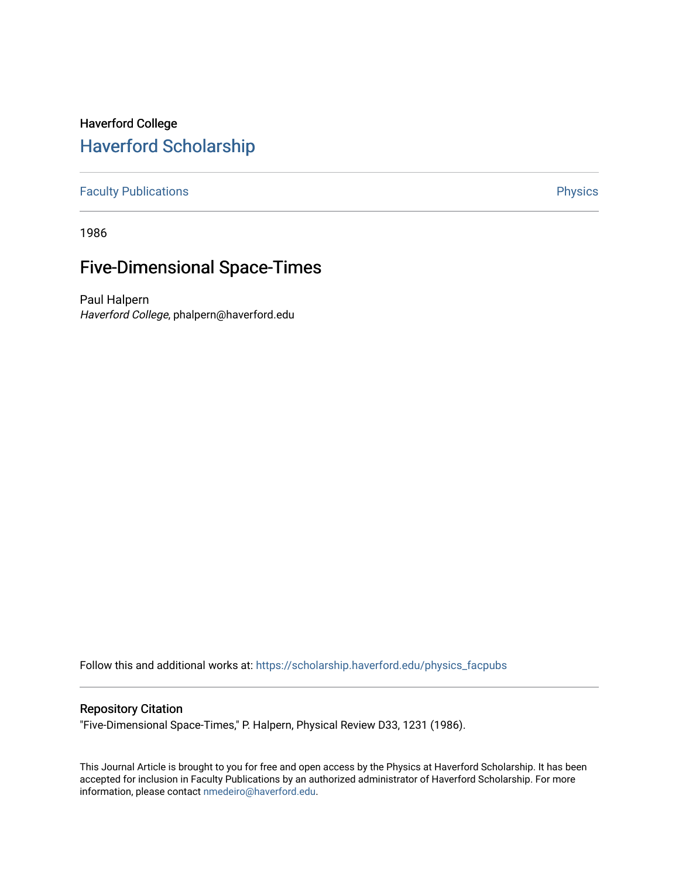Haverford College

# Haverford Scholarship

Faculty Publications | Physics

1986

## Five-Dimensional Space-Times

Paul Halpern
*Haverford College*, phalpern@haverford.edu

Follow this and additional works at: https://scholarship.haverford.edu/physics_facpubs

### Repository Citation

"Five-Dimensional Space-Times," P. Halpern, Physical Review D33, 1231 (1986).

This Journal Article is brought to you for free and open access by the Physics at Haverford Scholarship. It has been accepted for inclusion in Faculty Publications by an authorized administrator of Haverford Scholarship. For more information, please contact nmedeiro@haverford.edu.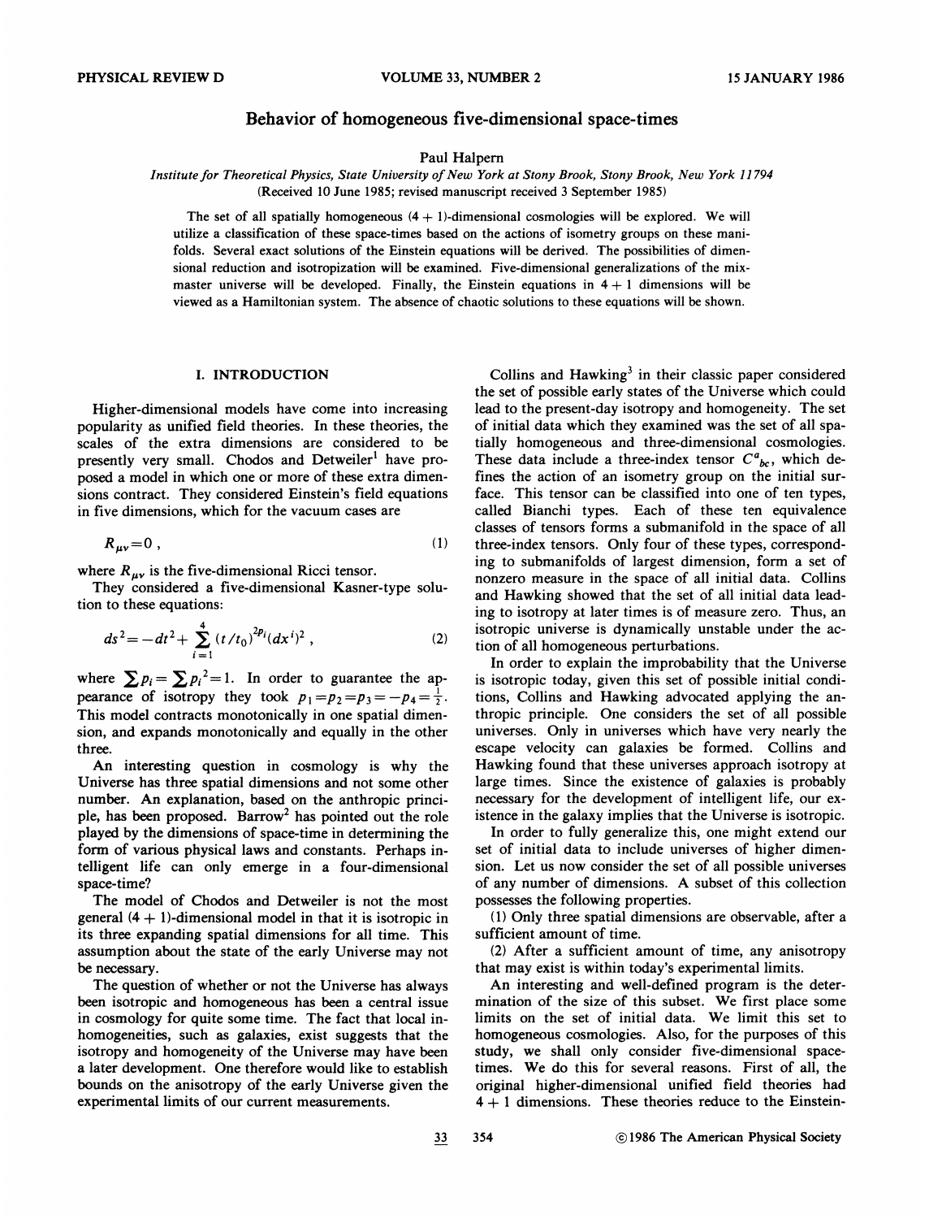# Behavior of homogeneous five-dimensional space-times

Paul Halpern

*Institute for Theoretical Physics, State University of New York at Stony Brook, Stony Brook, New York 11794*
(Received 10 June 1985; revised manuscript received 3 September 1985)

The set of all spatially homogeneous (4 + 1)-dimensional cosmologies will be explored. We will utilize a classification of these space-times based on the actions of isometry groups on these manifolds. Several exact solutions of the Einstein equations will be derived. The possibilities of dimensional reduction and isotropization will be examined. Five-dimensional generalizations of the mixmaster universe will be developed. Finally, the Einstein equations in 4 + 1 dimensions will be viewed as a Hamiltonian system. The absence of chaotic solutions to these equations will be shown.

## I. INTRODUCTION

Higher-dimensional models have come into increasing popularity as unified field theories. In these theories, the scales of the extra dimensions are considered to be presently very small. Chodos and Detweiler[1] have proposed a model in which one or more of these extra dimensions contract. They considered Einstein's field equations in five dimensions, which for the vacuum cases are

$$R_{\mu\nu}=0\ , \tag{1}$$

where $R_{\mu\nu}$ is the five-dimensional Ricci tensor.

They considered a five-dimensional Kasner-type solution to these equations:

$$ds^2=-dt^2+\sum_{i=1}^{4}(t/t_0)^{2p_i}(dx^i)^2\ , \tag{2}$$

where $\sum p_i=\sum p_i{}^2=1$. In order to guarantee the appearance of isotropy they took $p_1=p_2=p_3=-p_4=\frac{1}{2}$. This model contracts monotonically in one spatial dimension, and expands monotonically and equally in the other three.

An interesting question in cosmology is why the Universe has three spatial dimensions and not some other number. An explanation, based on the anthropic principle, has been proposed. Barrow[2] has pointed out the role played by the dimensions of space-time in determining the form of various physical laws and constants. Perhaps intelligent life can only emerge in a four-dimensional space-time?

The model of Chodos and Detweiler is not the most general (4 + 1)-dimensional model in that it is isotropic in its three expanding spatial dimensions for all time. This assumption about the state of the early Universe may not be necessary.

The question of whether or not the Universe has always been isotropic and homogeneous has been a central issue in cosmology for quite some time. The fact that local inhomogeneities, such as galaxies, exist suggests that the isotropy and homogeneity of the Universe may have been a later development. One therefore would like to establish bounds on the anisotropy of the early Universe given the experimental limits of our current measurements.

Collins and Hawking[3] in their classic paper considered the set of possible early states of the Universe which could lead to the present-day isotropy and homogeneity. The set of initial data which they examined was the set of all spatially homogeneous and three-dimensional cosmologies. These data include a three-index tensor $C^a{}_{bc}$, which defines the action of an isometry group on the initial surface. This tensor can be classified into one of ten types, called Bianchi types. Each of these ten equivalence classes of tensors forms a submanifold in the space of all three-index tensors. Only four of these types, corresponding to submanifolds of largest dimension, form a set of nonzero measure in the space of all initial data. Collins and Hawking showed that the set of all initial data leading to isotropy at later times is of measure zero. Thus, an isotropic universe is dynamically unstable under the action of all homogeneous perturbations.

In order to explain the improbability that the Universe is isotropic today, given this set of possible initial conditions, Collins and Hawking advocated applying the anthropic principle. One considers the set of all possible universes. Only in universes which have very nearly the escape velocity can galaxies be formed. Collins and Hawking found that these universes approach isotropy at large times. Since the existence of galaxies is probably necessary for the development of intelligent life, our existence in the galaxy implies that the Universe is isotropic.

In order to fully generalize this, one might extend our set of initial data to include universes of higher dimension. Let us now consider the set of all possible universes of any number of dimensions. A subset of this collection possesses the following properties.

(1) Only three spatial dimensions are observable, after a sufficient amount of time.

(2) After a sufficient amount of time, any anisotropy that may exist is within today's experimental limits.

An interesting and well-defined program is the determination of the size of this subset. We first place some limits on the set of initial data. We limit this set to homogeneous cosmologies. Also, for the purposes of this study, we shall only consider five-dimensional space-times. We do this for several reasons. First of all, the original higher-dimensional unified field theories had 4 + 1 dimensions. These theories reduce to the Einstein-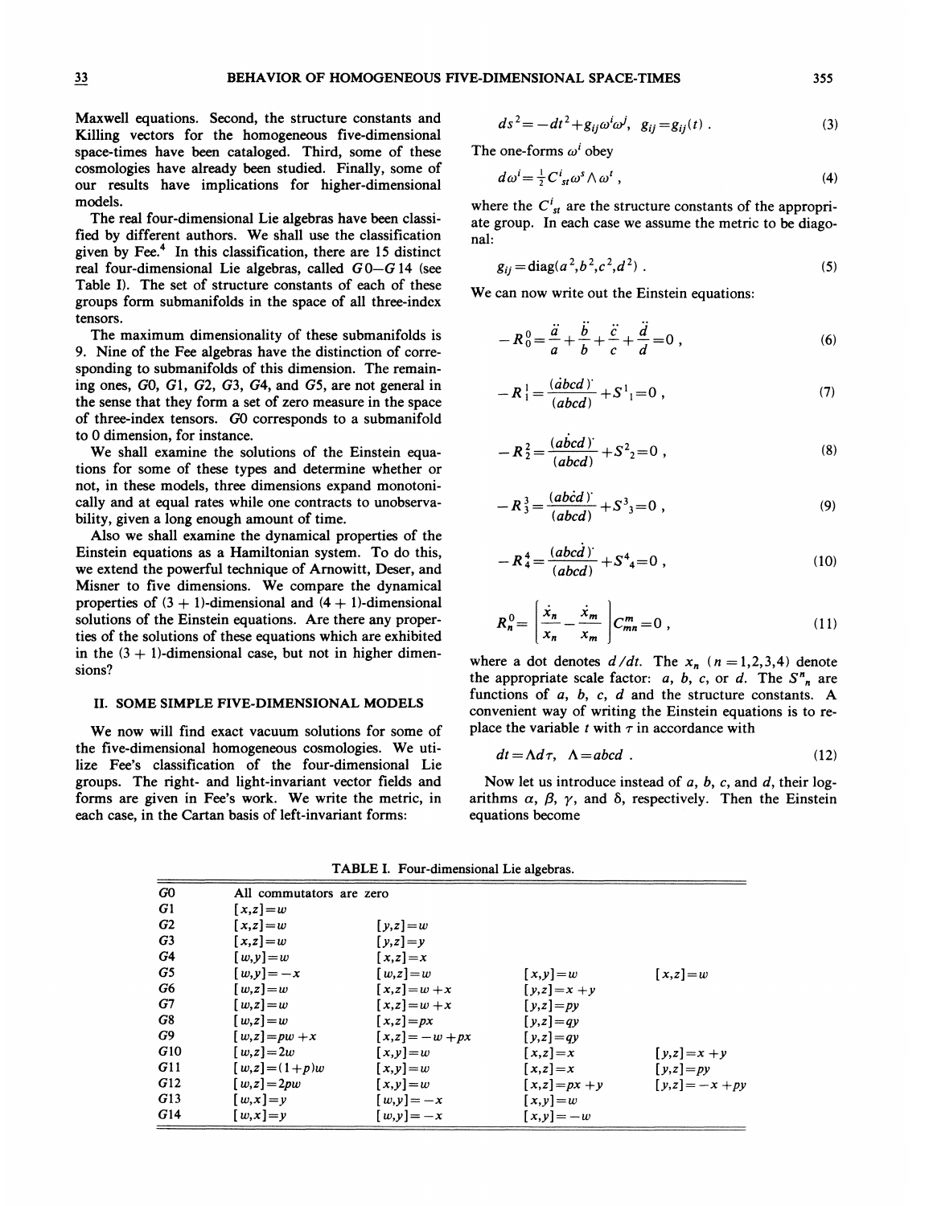Maxwell equations. Second, the structure constants and Killing vectors for the homogeneous five-dimensional space-times have been cataloged. Third, some of these cosmologies have already been studied. Finally, some of our results have implications for higher-dimensional models.

The real four-dimensional Lie algebras have been classified by different authors. We shall use the classification given by Fee.[4] In this classification, there are 15 distinct real four-dimensional Lie algebras, called $G0$–$G14$ (see Table I). The set of structure constants of each of these groups form submanifolds in the space of all three-index tensors.

The maximum dimensionality of these submanifolds is 9. Nine of the Fee algebras have the distinction of corresponding to submanifolds of this dimension. The remaining ones, $G0$, $G1$, $G2$, $G3$, $G4$, and $G5$, are not general in the sense that they form a set of zero measure in the space of three-index tensors. $G0$ corresponds to a submanifold to 0 dimension, for instance.

We shall examine the solutions of the Einstein equations for some of these types and determine whether or not, in these models, three dimensions expand monotonically and at equal rates while one contracts to unobservability, given a long enough amount of time.

Also we shall examine the dynamical properties of the Einstein equations as a Hamiltonian system. To do this, we extend the powerful technique of Arnowitt, Deser, and Misner to five dimensions. We compare the dynamical properties of (3 + 1)-dimensional and (4 + 1)-dimensional solutions of the Einstein equations. Are there any properties of the solutions of these equations which are exhibited in the (3 + 1)-dimensional case, but not in higher dimensions?

## II. SOME SIMPLE FIVE-DIMENSIONAL MODELS

We now will find exact vacuum solutions for some of the five-dimensional homogeneous cosmologies. We utilize Fee's classification of the four-dimensional Lie groups. The right- and light-invariant vector fields and forms are given in Fee's work. We write the metric, in each case, in the Cartan basis of left-invariant forms:

$$ds^2 = -dt^2 + g_{ij}\omega^i\omega^j, \quad g_{ij} = g_{ij}(t) \; . \tag{3}$$

The one-forms $\omega^i$ obey

$$d\omega^i = \tfrac{1}{2} C^i{}_{st}\,\omega^s \wedge \omega^t \; , \tag{4}$$

where the $C^i{}_{st}$ are the structure constants of the appropriate group. In each case we assume the metric to be diagonal:

$$g_{ij} = \mathrm{diag}(a^2, b^2, c^2, d^2) \; . \tag{5}$$

We can now write out the Einstein equations:

$$-R^0_0 = \frac{\ddot{a}}{a} + \frac{\ddot{b}}{b} + \frac{\ddot{c}}{c} + \frac{\ddot{d}}{d} = 0 \; , \tag{6}$$

$$-R^1_1 = \frac{(\dot{a}bcd)^{\cdot}}{(abcd)} + S^1{}_1 = 0 \; , \tag{7}$$

$$-R^2_2 = \frac{(a\dot{b}cd)^{\cdot}}{(abcd)} + S^2{}_2 = 0 \; , \tag{8}$$

$$-R^3_3 = \frac{(ab\dot{c}d)^{\cdot}}{(abcd)} + S^3{}_3 = 0 \; , \tag{9}$$

$$-R^4_4 = \frac{(abc\dot{d})^{\cdot}}{(abcd)} + S^4{}_4 = 0 \; , \tag{10}$$

$$R^0_n = \left[ \frac{\dot{x}_n}{x_n} - \frac{\dot{x}_m}{x_m} \right] C^m_{mn} = 0 \; , \tag{11}$$

where a dot denotes $d/dt$. The $x_n$ ($n = 1,2,3,4$) denote the appropriate scale factor: $a$, $b$, $c$, or $d$. The $S^n{}_n$ are functions of $a$, $b$, $c$, $d$ and the structure constants. A convenient way of writing the Einstein equations is to replace the variable $t$ with $\tau$ in accordance with

$$dt = \Lambda d\tau, \quad \Lambda = abcd \; . \tag{12}$$

Now let us introduce instead of $a$, $b$, $c$, and $d$, their logarithms $\alpha$, $\beta$, $\gamma$, and $\delta$, respectively. Then the Einstein equations become

TABLE I. Four-dimensional Lie algebras.

| | | | | |
|---|---|---|---|---|
| $G0$ | All commutators are zero | | | |
| $G1$ | $[x,z]=w$ | | | |
| $G2$ | $[x,z]=w$ | $[y,z]=w$ | | |
| $G3$ | $[x,z]=w$ | $[y,z]=y$ | | |
| $G4$ | $[w,y]=w$ | $[x,z]=x$ | | |
| $G5$ | $[w,y]=-x$ | $[w,z]=w$ | $[x,y]=w$ | $[x,z]=w$ |
| $G6$ | $[w,z]=w$ | $[x,z]=w+x$ | $[y,z]=x+y$ | |
| $G7$ | $[w,z]=w$ | $[x,z]=w+x$ | $[y,z]=py$ | |
| $G8$ | $[w,z]=w$ | $[x,z]=px$ | $[y,z]=qy$ | |
| $G9$ | $[w,z]=pw+x$ | $[x,z]=-w+px$ | $[y,z]=qy$ | |
| $G10$ | $[w,z]=2w$ | $[x,y]=w$ | $[x,z]=x$ | $[y,z]=x+y$ |
| $G11$ | $[w,z]=(1+p)w$ | $[x,y]=w$ | $[x,z]=x$ | $[y,z]=py$ |
| $G12$ | $[w,z]=2pw$ | $[x,y]=w$ | $[x,z]=px+y$ | $[y,z]=-x+py$ |
| $G13$ | $[w,x]=y$ | $[w,y]=-x$ | $[x,y]=w$ | |
| $G14$ | $[w,x]=y$ | $[w,y]=-x$ | $[x,y]=-w$ | |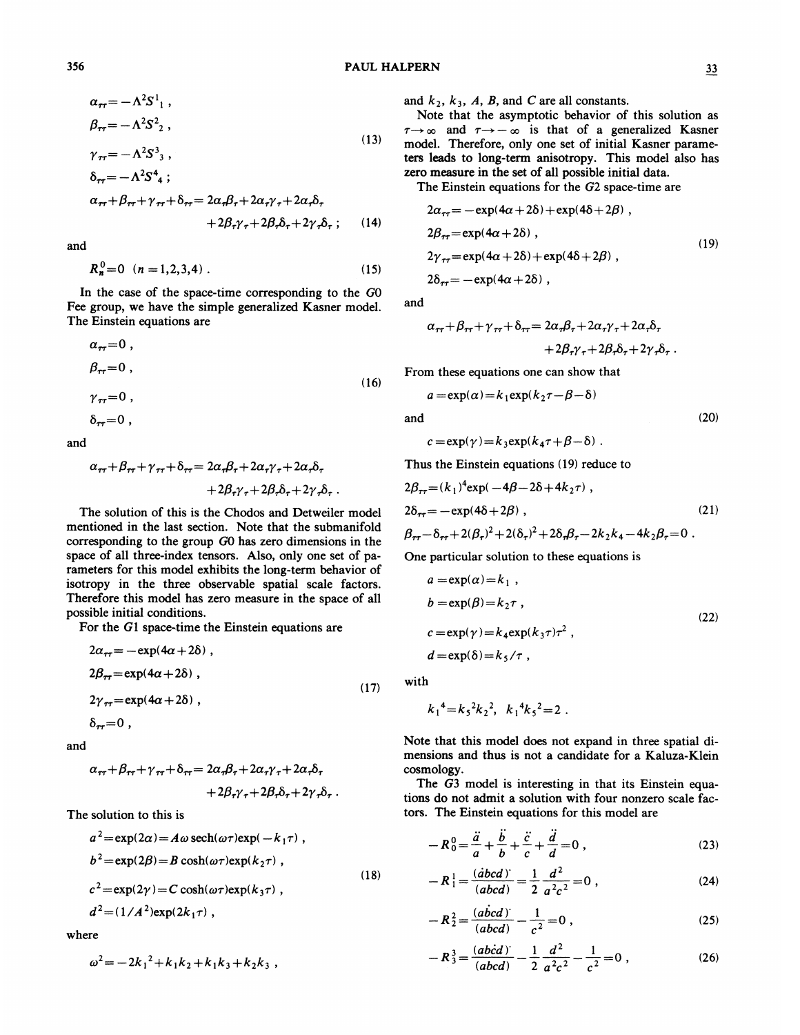$$
\begin{aligned}
\alpha_{\tau\tau} &= -\Lambda^2 S^1{}_1 \,, \\
\beta_{\tau\tau} &= -\Lambda^2 S^2{}_2 \,, \\
\gamma_{\tau\tau} &= -\Lambda^2 S^3{}_3 \,, \\
\delta_{\tau\tau} &= -\Lambda^2 S^4{}_4 \,;
\end{aligned}
\tag{13}
$$

$$
\alpha_{\tau\tau}+\beta_{\tau\tau}+\gamma_{\tau\tau}+\delta_{\tau\tau}=2\alpha_\tau\beta_\tau+2\alpha_\tau\gamma_\tau+2\alpha_\tau\delta_\tau+2\beta_\tau\gamma_\tau+2\beta_\tau\delta_\tau+2\gamma_\tau\delta_\tau \,; \tag{14}
$$

and

$$
R^0_n = 0 \quad (n=1,2,3,4) \,. \tag{15}
$$

In the case of the space-time corresponding to the $G0$ Fee group, we have the simple generalized Kasner model. The Einstein equations are

$$
\begin{aligned}
\alpha_{\tau\tau} &= 0 \,, \\
\beta_{\tau\tau} &= 0 \,, \\
\gamma_{\tau\tau} &= 0 \,, \\
\delta_{\tau\tau} &= 0 \,,
\end{aligned}
\tag{16}
$$

and

$$
\alpha_{\tau\tau}+\beta_{\tau\tau}+\gamma_{\tau\tau}+\delta_{\tau\tau}=2\alpha_\tau\beta_\tau+2\alpha_\tau\gamma_\tau+2\alpha_\tau\delta_\tau+2\beta_\tau\gamma_\tau+2\beta_\tau\delta_\tau+2\gamma_\tau\delta_\tau \,.
$$

The solution of this is the Chodos and Detweiler model mentioned in the last section. Note that the submanifold corresponding to the group $G0$ has zero dimensions in the space of all three-index tensors. Also, only one set of parameters for this model exhibits the long-term behavior of isotropy in the three observable spatial scale factors. Therefore this model has zero measure in the space of all possible initial conditions.

For the $G1$ space-time the Einstein equations are

$$
\begin{aligned}
2\alpha_{\tau\tau} &= -\exp(4\alpha+2\delta) \,, \\
2\beta_{\tau\tau} &= \exp(4\alpha+2\delta) \,, \\
2\gamma_{\tau\tau} &= \exp(4\alpha+2\delta) \,, \\
\delta_{\tau\tau} &= 0 \,,
\end{aligned}
\tag{17}
$$

and

$$
\alpha_{\tau\tau}+\beta_{\tau\tau}+\gamma_{\tau\tau}+\delta_{\tau\tau}=2\alpha_\tau\beta_\tau+2\alpha_\tau\gamma_\tau+2\alpha_\tau\delta_\tau+2\beta_\tau\gamma_\tau+2\beta_\tau\delta_\tau+2\gamma_\tau\delta_\tau \,.
$$

The solution to this is

$$
\begin{aligned}
a^2 &= \exp(2\alpha) = A\omega\,\mathrm{sech}(\omega\tau)\exp(-k_1\tau) \,, \\
b^2 &= \exp(2\beta) = B\cosh(\omega\tau)\exp(k_2\tau) \,, \\
c^2 &= \exp(2\gamma) = C\cosh(\omega\tau)\exp(k_3\tau) \,, \\
d^2 &= (1/A^2)\exp(2k_1\tau) \,,
\end{aligned}
\tag{18}
$$

where

$$
\omega^2 = -2k_1{}^2 + k_1k_2 + k_1k_3 + k_2k_3 \,,
$$

and $k_2$, $k_3$, $A$, $B$, and $C$ are all constants.

Note that the asymptotic behavior of this solution as $\tau\to\infty$ and $\tau\to-\infty$ is that of a generalized Kasner model. Therefore, only one set of initial Kasner parameters leads to long-term anisotropy. This model also has zero measure in the set of all possible initial data.

The Einstein equations for the $G2$ space-time are

$$
\begin{aligned}
2\alpha_{\tau\tau} &= -\exp(4\alpha+2\delta)+\exp(4\delta+2\beta) \,, \\
2\beta_{\tau\tau} &= \exp(4\alpha+2\delta) \,, \\
2\gamma_{\tau\tau} &= \exp(4\alpha+2\delta)+\exp(4\delta+2\beta) \,, \\
2\delta_{\tau\tau} &= -\exp(4\alpha+2\delta) \,,
\end{aligned}
\tag{19}
$$

and

$$
\alpha_{\tau\tau}+\beta_{\tau\tau}+\gamma_{\tau\tau}+\delta_{\tau\tau}=2\alpha_\tau\beta_\tau+2\alpha_\tau\gamma_\tau+2\alpha_\tau\delta_\tau+2\beta_\tau\gamma_\tau+2\beta_\tau\delta_\tau+2\gamma_\tau\delta_\tau \,.
$$

From these equations one can show that

$$
a = \exp(\alpha) = k_1\exp(k_2\tau-\beta-\delta)
$$

and

$$
c = \exp(\gamma) = k_3\exp(k_4\tau+\beta-\delta) \,. \tag{20}
$$

Thus the Einstein equations (19) reduce to

$$
\begin{aligned}
2\beta_{\tau\tau} &= (k_1)^4\exp(-4\beta-2\delta+4k_2\tau) \,, \\
2\delta_{\tau\tau} &= -\exp(4\delta+2\beta) \,, \\
\beta_{\tau\tau}-\delta_{\tau\tau} &+ 2(\beta_\tau)^2+2(\delta_\tau)^2+2\delta_\tau\beta_\tau-2k_2k_4-4k_2\beta_\tau = 0 \,.
\end{aligned}
\tag{21}
$$

One particular solution to these equations is

$$
\begin{aligned}
a &= \exp(\alpha) = k_1 \,, \\
b &= \exp(\beta) = k_2\tau \,, \\
c &= \exp(\gamma) = k_4\exp(k_3\tau)\tau^2 \,, \\
d &= \exp(\delta) = k_5/\tau \,,
\end{aligned}
\tag{22}
$$

with

$$
k_1{}^4 = k_5{}^2k_2{}^2, \quad k_1{}^4k_5{}^2 = 2 \,.
$$

Note that this model does not expand in three spatial dimensions and thus is not a candidate for a Kaluza-Klein cosmology.

The $G3$ model is interesting in that its Einstein equations do not admit a solution with four nonzero scale factors. The Einstein equations for this model are

$$
-R^0_0 = \frac{\ddot a}{a}+\frac{\ddot b}{b}+\frac{\ddot c}{c}+\frac{\ddot d}{d} = 0 \,, \tag{23}
$$

$$
-R^1_1 = \frac{(\dot a bcd)^{\cdot}}{(abcd)} = \frac{1}{2}\frac{d^2}{a^2c^2} = 0 \,, \tag{24}
$$

$$
-R^2_2 = \frac{(a\dot b cd)^{\cdot}}{(abcd)} - \frac{1}{c^2} = 0 \,, \tag{25}
$$

$$
-R^3_3 = \frac{(ab\dot c d)^{\cdot}}{(abcd)} - \frac{1}{2}\frac{d^2}{a^2c^2} - \frac{1}{c^2} = 0 \,, \tag{26}
$$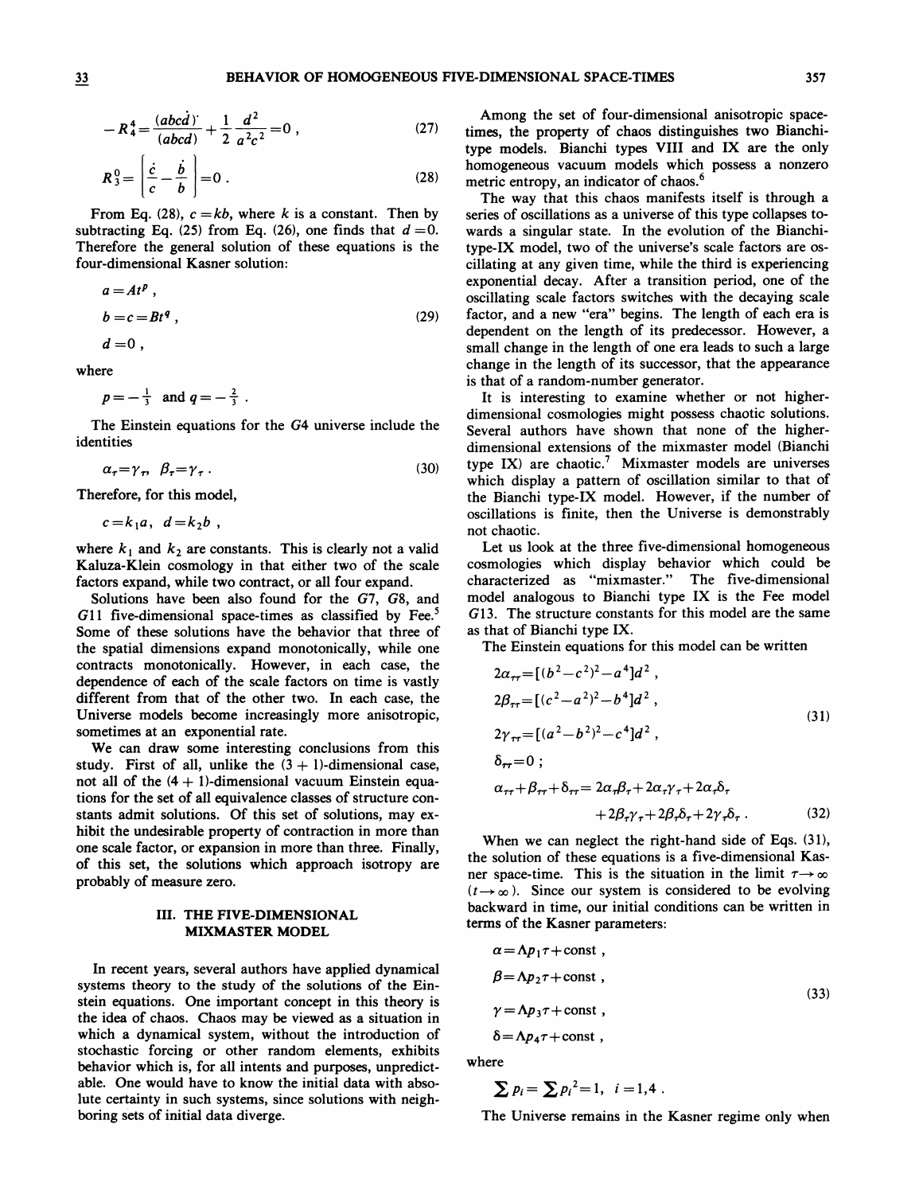$$-R^4_4 = \frac{(abc\dot{d})^{\cdot}}{(abcd)} + \frac{1}{2}\frac{d^2}{a^2c^2} = 0 \,, \tag{27}$$

$$R^0_3 = \left[\frac{\dot{c}}{c} - \frac{\dot{b}}{b}\right] = 0 \,. \tag{28}$$

From Eq. (28), $c = kb$, where $k$ is a constant. Then by subtracting Eq. (25) from Eq. (26), one finds that $d = 0$. Therefore the general solution of these equations is the four-dimensional Kasner solution:

$$\begin{aligned} a &= At^p \,, \\ b &= c = Bt^q \,, \\ d &= 0 \,, \end{aligned} \tag{29}$$

where

$$p = -\tfrac{1}{3} \text{ and } q = -\tfrac{2}{3} \,.$$

The Einstein equations for the $G4$ universe include the identities

$$\alpha_\tau = \gamma_\tau, \;\; \beta_\tau = \gamma_\tau \,. \tag{30}$$

Therefore, for this model,

$$c = k_1 a, \;\; d = k_2 b \,,$$

where $k_1$ and $k_2$ are constants. This is clearly not a valid Kaluza-Klein cosmology in that either two of the scale factors expand, while two contract, or all four expand.

Solutions have been also found for the $G7$, $G8$, and $G11$ five-dimensional space-times as classified by Fee.[5] Some of these solutions have the behavior that three of the spatial dimensions expand monotonically, while one contracts monotonically. However, in each case, the dependence of each of the scale factors on time is vastly different from that of the other two. In each case, the Universe models become increasingly more anisotropic, sometimes at an exponential rate.

We can draw some interesting conclusions from this study. First of all, unlike the $(3+1)$-dimensional case, not all of the $(4+1)$-dimensional vacuum Einstein equations for the set of all equivalence classes of structure constants admit solutions. Of this set of solutions, may exhibit the undesirable property of contraction in more than one scale factor, or expansion in more than three. Finally, of this set, the solutions which approach isotropy are probably of measure zero.

## III. THE FIVE-DIMENSIONAL MIXMASTER MODEL

In recent years, several authors have applied dynamical systems theory to the study of the solutions of the Einstein equations. One important concept in this theory is the idea of chaos. Chaos may be viewed as a situation in which a dynamical system, without the introduction of stochastic forcing or other random elements, exhibits behavior which is, for all intents and purposes, unpredictable. One would have to know the initial data with absolute certainty in such systems, since solutions with neighboring sets of initial data diverge.

Among the set of four-dimensional anisotropic space-times, the property of chaos distinguishes two Bianchi-type models. Bianchi types VIII and IX are the only homogeneous vacuum models which possess a nonzero metric entropy, an indicator of chaos.[6]

The way that this chaos manifests itself is through a series of oscillations as a universe of this type collapses towards a singular state. In the evolution of the Bianchi-type-IX model, two of the universe's scale factors are oscillating at any given time, while the third is experiencing exponential decay. After a transition period, one of the oscillating scale factors switches with the decaying scale factor, and a new "era" begins. The length of each era is dependent on the length of its predecessor. However, a small change in the length of one era leads to such a large change in the length of its successor, that the appearance is that of a random-number generator.

It is interesting to examine whether or not higher-dimensional cosmologies might possess chaotic solutions. Several authors have shown that none of the higher-dimensional extensions of the mixmaster model (Bianchi type IX) are chaotic.[7] Mixmaster models are universes which display a pattern of oscillation similar to that of the Bianchi type-IX model. However, if the number of oscillations is finite, then the Universe is demonstrably not chaotic.

Let us look at the three five-dimensional homogeneous cosmologies which display behavior which could be characterized as "mixmaster." The five-dimensional model analogous to Bianchi type IX is the Fee model $G13$. The structure constants for this model are the same as that of Bianchi type IX.

The Einstein equations for this model can be written

$$\begin{aligned} 2\alpha_{\tau\tau} &= [(b^2-c^2)^2 - a^4]d^2 \,, \\ 2\beta_{\tau\tau} &= [(c^2-a^2)^2 - b^4]d^2 \,, \\ 2\gamma_{\tau\tau} &= [(a^2-b^2)^2 - c^4]d^2 \,, \\ \delta_{\tau\tau} &= 0 \,; \end{aligned} \tag{31}$$

$$\alpha_{\tau\tau} + \beta_{\tau\tau} + \delta_{\tau\tau} = 2\alpha_\tau\beta_\tau + 2\alpha_\tau\gamma_\tau + 2\alpha_\tau\delta_\tau + 2\beta_\tau\gamma_\tau + 2\beta_\tau\delta_\tau + 2\gamma_\tau\delta_\tau \,. \tag{32}$$

When we can neglect the right-hand side of Eqs. (31), the solution of these equations is a five-dimensional Kasner space-time. This is the situation in the limit $\tau \to \infty$ ($t \to \infty$). Since our system is considered to be evolving backward in time, our initial conditions can be written in terms of the Kasner parameters:

$$\begin{aligned} \alpha &= \Lambda p_1 \tau + \text{const} \,, \\ \beta &= \Lambda p_2 \tau + \text{const} \,, \\ \gamma &= \Lambda p_3 \tau + \text{const} \,, \\ \delta &= \Lambda p_4 \tau + \text{const} \,, \end{aligned} \tag{33}$$

where

$$\sum p_i = \sum p_i^{\,2} = 1, \;\; i = 1,4 \,.$$

The Universe remains in the Kasner regime only when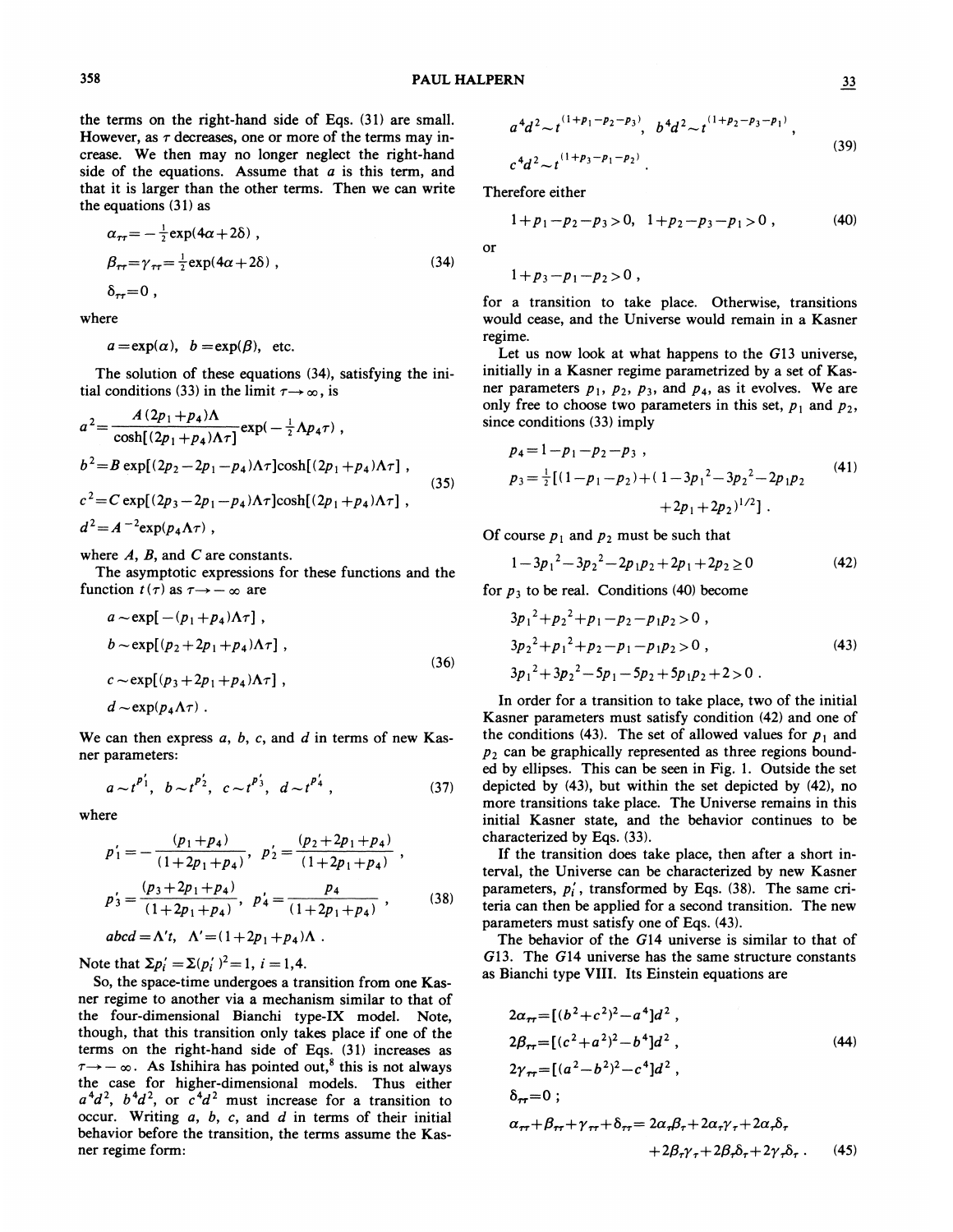the terms on the right-hand side of Eqs. (31) are small. However, as $\tau$ decreases, one or more of the terms may increase. We then may no longer neglect the right-hand side of the equations. Assume that $a$ is this term, and that it is larger than the other terms. Then we can write the equations (31) as

$$\alpha_{\tau\tau} = -\tfrac{1}{2}\exp(4\alpha+2\delta)\,,$$
$$\beta_{\tau\tau} = \gamma_{\tau\tau} = \tfrac{1}{2}\exp(4\alpha+2\delta)\,, \tag{34}$$
$$\delta_{\tau\tau} = 0\,,$$

where

$$a = \exp(\alpha), \quad b = \exp(\beta), \quad \text{etc.}$$

The solution of these equations (34), satisfying the initial conditions (33) in the limit $\tau \to \infty$, is

$$a^2 = \frac{A(2p_1+p_4)\Lambda}{\cosh[(2p_1+p_4)\Lambda\tau]}\exp(-\tfrac{1}{2}\Lambda p_4 \tau)\,,$$
$$b^2 = B\exp[(2p_2-2p_1-p_4)\Lambda\tau]\cosh[(2p_1+p_4)\Lambda\tau]\,, \tag{35}$$
$$c^2 = C\exp[(2p_3-2p_1-p_4)\Lambda\tau]\cosh[(2p_1+p_4)\Lambda\tau]\,,$$
$$d^2 = A^{-2}\exp(p_4\Lambda\tau)\,,$$

where $A$, $B$, and $C$ are constants.

The asymptotic expressions for these functions and the function $t(\tau)$ as $\tau \to -\infty$ are

$$a \sim \exp[-(p_1+p_4)\Lambda\tau]\,,$$
$$b \sim \exp[(p_2+2p_1+p_4)\Lambda\tau]\,, \tag{36}$$
$$c \sim \exp[(p_3+2p_1+p_4)\Lambda\tau]\,,$$
$$d \sim \exp(p_4\Lambda\tau)\,.$$

We can then express $a$, $b$, $c$, and $d$ in terms of new Kasner parameters:

$$a \sim t^{p_1'}, \quad b \sim t^{p_2'}, \quad c \sim t^{p_3'}, \quad d \sim t^{p_4'}\,, \tag{37}$$

where

$$p_1' = -\frac{(p_1+p_4)}{(1+2p_1+p_4)}, \quad p_2' = \frac{(p_2+2p_1+p_4)}{(1+2p_1+p_4)}\,,$$
$$p_3' = \frac{(p_3+2p_1+p_4)}{(1+2p_1+p_4)}, \quad p_4' = \frac{p_4}{(1+2p_1+p_4)}\,, \tag{38}$$
$$abcd = \Lambda' t, \quad \Lambda' = (1+2p_1+p_4)\Lambda\,.$$

Note that $\Sigma p_i' = \Sigma (p_i')^2 = 1$, $i = 1,4$.

So, the space-time undergoes a transition from one Kasner regime to another via a mechanism similar to that of the four-dimensional Bianchi type-IX model. Note, though, that this transition only takes place if one of the terms on the right-hand side of Eqs. (31) increases as $\tau \to -\infty$. As Ishihira has pointed out,[8] this is not always the case for higher-dimensional models. Thus either $a^4d^2$, $b^4d^2$, or $c^4d^2$ must increase for a transition to occur. Writing $a$, $b$, $c$, and $d$ in terms of their initial behavior before the transition, the terms assume the Kasner regime form:

$$a^4d^2 \sim t^{(1+p_1-p_2-p_3)}, \quad b^4d^2 \sim t^{(1+p_2-p_3-p_1)}\,,$$
$$c^4d^2 \sim t^{(1+p_3-p_1-p_2)}\,. \tag{39}$$

Therefore either

$$1+p_1-p_2-p_3 > 0, \quad 1+p_2-p_3-p_1 > 0\,, \tag{40}$$

or

$$1+p_3-p_1-p_2 > 0\,,$$

for a transition to take place. Otherwise, transitions would cease, and the Universe would remain in a Kasner regime.

Let us now look at what happens to the $G13$ universe, initially in a Kasner regime parametrized by a set of Kasner parameters $p_1$, $p_2$, $p_3$, and $p_4$, as it evolves. We are only free to choose two parameters in this set, $p_1$ and $p_2$, since conditions (33) imply

$$p_4 = 1-p_1-p_2-p_3\,,$$
$$p_3 = \tfrac{1}{2}[(1-p_1-p_2)+(1-3p_1{}^2-3p_2{}^2-2p_1p_2+2p_1+2p_2)^{1/2}]\,. \tag{41}$$

Of course $p_1$ and $p_2$ must be such that

$$1-3p_1{}^2-3p_2{}^2-2p_1p_2+2p_1+2p_2 \ge 0 \tag{42}$$

for $p_3$ to be real. Conditions (40) become

$$3p_1{}^2+p_2{}^2+p_1-p_2-p_1p_2 > 0\,,$$
$$3p_2{}^2+p_1{}^2+p_2-p_1-p_1p_2 > 0\,, \tag{43}$$
$$3p_1{}^2+3p_2{}^2-5p_1-5p_2+5p_1p_2+2 > 0\,.$$

In order for a transition to take place, two of the initial Kasner parameters must satisfy condition (42) and one of the conditions (43). The set of allowed values for $p_1$ and $p_2$ can be graphically represented as three regions bounded by ellipses. This can be seen in Fig. 1. Outside the set depicted by (43), but within the set depicted by (42), no more transitions take place. The Universe remains in this initial Kasner state, and the behavior continues to be characterized by Eqs. (33).

If the transition does take place, then after a short interval, the Universe can be characterized by new Kasner parameters, $p_i'$, transformed by Eqs. (38). The same criteria can then be applied for a second transition. The new parameters must satisfy one of Eqs. (43).

The behavior of the $G14$ universe is similar to that of $G13$. The $G14$ universe has the same structure constants as Bianchi type VIII. Its Einstein equations are

$$2\alpha_{\tau\tau} = [(b^2+c^2)^2-a^4]d^2\,,$$
$$2\beta_{\tau\tau} = [(c^2+a^2)^2-b^4]d^2\,, \tag{44}$$
$$2\gamma_{\tau\tau} = [(a^2-b^2)^2-c^4]d^2\,,$$
$$\delta_{\tau\tau} = 0\,;$$

$$\alpha_{\tau\tau}+\beta_{\tau\tau}+\gamma_{\tau\tau}+\delta_{\tau\tau} = 2\alpha_\tau\beta_\tau+2\alpha_\tau\gamma_\tau+2\alpha_\tau\delta_\tau+2\beta_\tau\gamma_\tau+2\beta_\tau\delta_\tau+2\gamma_\tau\delta_\tau\,. \tag{45}$$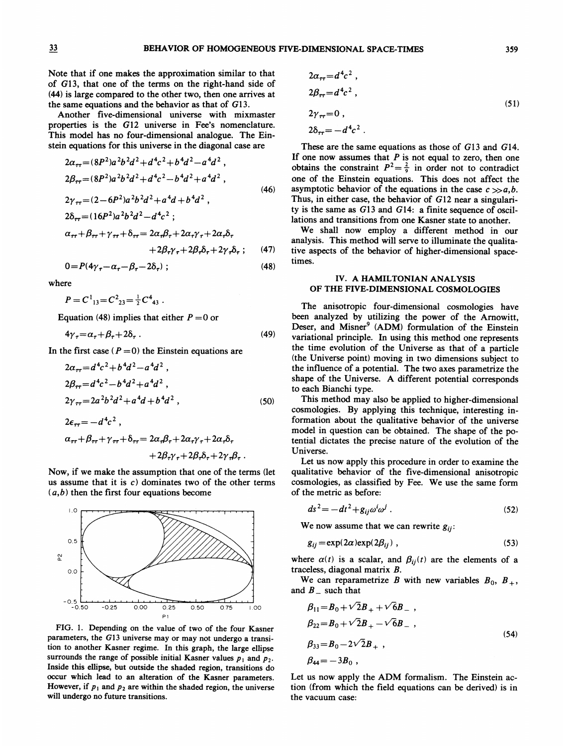Note that if one makes the approximation similar to that of $G13$, that one of the terms on the right-hand side of (44) is large compared to the other two, then one arrives at the same equations and the behavior as that of $G13$.

Another five-dimensional universe with mixmaster properties is the $G12$ universe in Fee's nomenclature. This model has no four-dimensional analogue. The Einstein equations for this universe in the diagonal case are

$$2\alpha_{\tau\tau}=(8P^2)a^2b^2d^2+d^4c^2+b^4d^2-a^4d^2\ ,$$
$$2\beta_{\tau\tau}=(8P^2)a^2b^2d^2+d^4c^2-b^4d^2+a^4d^2\ ,$$
$$2\gamma_{\tau\tau}=(2-6P^2)a^2b^2d^2+a^4d+b^4d^2\ , \tag{46}$$
$$2\delta_{\tau\tau}=(16P^2)a^2b^2d^2-d^4c^2\ ;$$

$$\alpha_{\tau\tau}+\beta_{\tau\tau}+\gamma_{\tau\tau}+\delta_{\tau\tau}=2\alpha_\tau\beta_\tau+2\alpha_\tau\gamma_\tau+2\alpha_\tau\delta_\tau+2\beta_\tau\gamma_\tau+2\beta_\tau\delta_\tau+2\gamma_\tau\delta_\tau\ ; \tag{47}$$

$$0=P(4\gamma_\tau-\alpha_\tau-\beta_\tau-2\delta_\tau)\ ; \tag{48}$$

where

$$P=C^1{}_{13}=C^2{}_{23}=\tfrac{1}{2}C^4{}_{43}\ .$$

Equation (48) implies that either $P=0$ or

$$4\gamma_\tau=\alpha_\tau+\beta_\tau+2\delta_\tau\ . \tag{49}$$

In the first case ($P=0$) the Einstein equations are

$$2\alpha_{\tau\tau}=d^4c^2+b^4d^2-a^4d^2\ ,$$
$$2\beta_{\tau\tau}=d^4c^2-b^4d^2+a^4d^2\ ,$$
$$2\gamma_{\tau\tau}=2a^2b^2d^2+a^4d+b^4d^2\ , \tag{50}$$
$$2\epsilon_{\tau\tau}=-d^4c^2\ ,$$
$$\alpha_{\tau\tau}+\beta_{\tau\tau}+\gamma_{\tau\tau}+\delta_{\tau\tau}=2\alpha_\tau\beta_\tau+2\alpha_\tau\gamma_\tau+2\alpha_\tau\delta_\tau+2\beta_\tau\gamma_\tau+2\beta_\tau\delta_\tau+2\gamma_\tau\beta_\tau\ .$$

Now, if we make the assumption that one of the terms (let us assume that it is $c$) dominates two of the other terms ($a,b$) then the first four equations become

FIG. 1. Depending on the value of two of the four Kasner parameters, the $G13$ universe may or may not undergo a transition to another Kasner regime. In this graph, the large ellipse surrounds the range of possible initial Kasner values $p_1$ and $p_2$. Inside this ellipse, but outside the shaded region, transitions do occur which lead to an alteration of the Kasner parameters. However, if $p_1$ and $p_2$ are within the shaded region, the universe will undergo no future transitions.

$$2\alpha_{\tau\tau}=d^4c^2\ ,$$
$$2\beta_{\tau\tau}=d^4c^2\ ,$$
$$2\gamma_{\tau\tau}=0\ , \tag{51}$$
$$2\delta_{\tau\tau}=-d^4c^2\ .$$

These are the same equations as those of $G13$ and $G14$. If one now assumes that $P$ is not equal to zero, then one obtains the constraint $P^2=\frac{2}{9}$ in order not to contradict one of the Einstein equations. This does not affect the asymptotic behavior of the equations in the case $c\gg a,b$. Thus, in either case, the behavior of $G12$ near a singularity is the same as $G13$ and $G14$: a finite sequence of oscillations and transitions from one Kasner state to another.

We shall now employ a different method in our analysis. This method will serve to illuminate the qualitative aspects of the behavior of higher-dimensional space-times.

## IV. A HAMILTONIAN ANALYSIS OF THE FIVE-DIMENSIONAL COSMOLOGIES

The anisotropic four-dimensional cosmologies have been analyzed by utilizing the power of the Arnowitt, Deser, and Misner[9] (ADM) formulation of the Einstein variational principle. In using this method one represents the time evolution of the Universe as that of a particle (the Universe point) moving in two dimensions subject to the influence of a potential. The two axes parametrize the shape of the Universe. A different potential corresponds to each Bianchi type.

This method may also be applied to higher-dimensional cosmologies. By applying this technique, interesting information about the qualitative behavior of the universe model in question can be obtained. The shape of the potential dictates the precise nature of the evolution of the Universe.

Let us now apply this procedure in order to examine the qualitative behavior of the five-dimensional anisotropic cosmologies, as classified by Fee. We use the same form of the metric as before:

$$ds^2=-dt^2+g_{ij}\omega^i\omega^j\ . \tag{52}$$

We now assume that we can rewrite $g_{ij}$:

$$g_{ij}=\exp(2\alpha)\exp(2\beta_{ij})\ , \tag{53}$$

where $\alpha(t)$ is a scalar, and $\beta_{ij}(t)$ are the elements of a traceless, diagonal matrix $B$.

We can reparametrize $B$ with new variables $B_0$, $B_+$, and $B_-$ such that

$$\beta_{11}=B_0+\sqrt{2}B_+ +\sqrt{6}B_-\ ,$$
$$\beta_{22}=B_0+\sqrt{2}B_+ -\sqrt{6}B_-\ ,$$
$$\beta_{33}=B_0-2\sqrt{2}B_+\ , \tag{54}$$
$$\beta_{44}=-3B_0\ ,$$

Let us now apply the ADM formalism. The Einstein action (from which the field equations can be derived) is in the vacuum case: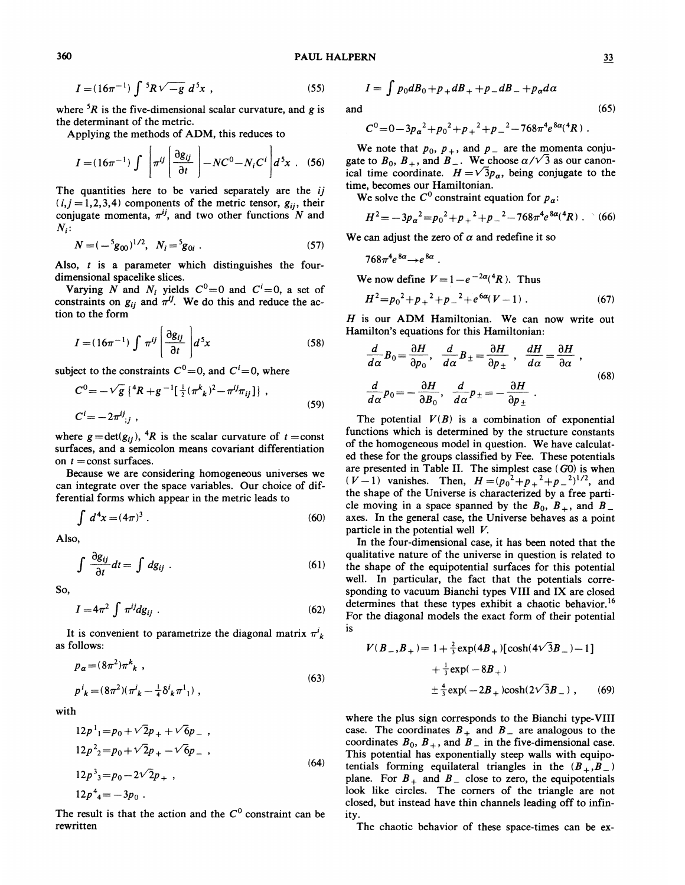$$I=(16\pi^{-1})\int {}^5R\sqrt{-g}\,d^5x\ , \tag{55}$$

where ${}^5R$ is the five-dimensional scalar curvature, and $g$ is the determinant of the metric.

Applying the methods of ADM, this reduces to

$$I=(16\pi^{-1})\int\left[\pi^{ij}\left[\frac{\partial g_{ij}}{\partial t}\right]-NC^0-N_iC^i\right]d^5x\ . \tag{56}$$

The quantities here to be varied separately are the $ij$ $(i,j=1,2,3,4)$ components of the metric tensor, $g_{ij}$, their conjugate momenta, $\pi^{ij}$, and two other functions $N$ and $N_i$:

$$N=(-{}^5g_{00})^{1/2},\quad N_i={}^5g_{0i}\ . \tag{57}$$

Also, $t$ is a parameter which distinguishes the four-dimensional spacelike slices.

Varying $N$ and $N_i$ yields $C^0=0$ and $C^i=0$, a set of constraints on $g_{ij}$ and $\pi^{ij}$. We do this and reduce the action to the form

$$I=(16\pi^{-1})\int \pi^{ij}\left[\frac{\partial g_{ij}}{\partial t}\right]d^5x \tag{58}$$

subject to the constraints $C^0=0$, and $C^i=0$, where

$$C^0=-\sqrt{g}\,\{{}^4R+g^{-1}[\tfrac{1}{2}(\pi^k{}_k)^2-\pi^{ij}\pi_{ij}]\}\ ,$$
$$C^i=-2\pi^{ij}{}_{;j}\ , \tag{59}$$

where $g=\det(g_{ij})$, ${}^4R$ is the scalar curvature of $t=$const surfaces, and a semicolon means covariant differentiation on $t=$const surfaces.

Because we are considering homogeneous universes we can integrate over the space variables. Our choice of differential forms which appear in the metric leads to

$$\int d^4x=(4\pi)^3\ . \tag{60}$$

Also,

$$\int\frac{\partial g_{ij}}{\partial t}dt=\int dg_{ij}\ . \tag{61}$$

So,

$$I=4\pi^2\int \pi^{ij}dg_{ij}\ . \tag{62}$$

It is convenient to parametrize the diagonal matrix $\pi^i{}_k$ as follows:

$$p_\alpha=(8\pi^2)\pi^k{}_k\ ,$$
$$p^i{}_k=(8\pi^2)(\pi^i{}_k-\tfrac{1}{4}\delta^i{}_k\pi^1{}_1)\ , \tag{63}$$

with

$$12p^1{}_1=p_0+\sqrt{2}p_++\sqrt{6}p_-\ ,$$
$$12p^2{}_2=p_0+\sqrt{2}p_+-\sqrt{6}p_-\ ,$$
$$12p^3{}_3=p_0-2\sqrt{2}p_+\ ,$$
$$12p^4{}_4=-3p_0\ . \tag{64}$$

The result is that the action and the $C^0$ constraint can be rewritten

$$I=\int p_0dB_0+p_+dB_++p_-dB_-+p_\alpha d\alpha$$

and

$$C^0=0-3p_\alpha{}^2+p_0{}^2+p_+{}^2+p_-{}^2-768\pi^4e^{8\alpha}({}^4R)\ . \tag{65}$$

We note that $p_0$, $p_+$, and $p_-$ are the momenta conjugate to $B_0$, $B_+$, and $B_-$. We choose $\alpha/\sqrt{3}$ as our canonical time coordinate. $H=\sqrt{3}p_\alpha$, being conjugate to the time, becomes our Hamiltonian.

We solve the $C^0$ constraint equation for $p_\alpha$:

$$H^2=-3p_\alpha{}^2=p_0{}^2+p_+{}^2+p_-{}^2-768\pi^4e^{8\alpha}({}^4R)\ . \tag{66}$$

We can adjust the zero of $\alpha$ and redefine it so

$$768\pi^4e^{8\alpha}\to e^{8\alpha}\ .$$

We now define $V=1-e^{-2\alpha}({}^4R)$. Thus

$$H^2=p_0{}^2+p_+{}^2+p_-{}^2+e^{6\alpha}(V-1)\ . \tag{67}$$

$H$ is our ADM Hamiltonian. We can now write out Hamilton's equations for this Hamiltonian:

$$\frac{d}{d\alpha}B_0=\frac{\partial H}{\partial p_0},\quad \frac{d}{d\alpha}B_\pm=\frac{\partial H}{\partial p_\pm}\ ,\quad \frac{dH}{d\alpha}=\frac{\partial H}{\partial \alpha}\ ,$$
$$\frac{d}{d\alpha}p_0=-\frac{\partial H}{\partial B_0},\quad \frac{d}{d\alpha}p_\pm=-\frac{\partial H}{\partial p_\pm}\ . \tag{68}$$

The potential $V(B)$ is a combination of exponential functions which is determined by the structure constants of the homogeneous model in question. We have calculated these for the groups classified by Fee. These potentials are presented in Table II. The simplest case ($G0$) is when $(V-1)$ vanishes. Then, $H=(p_0{}^2+p_+{}^2+p_-{}^2)^{1/2}$, and the shape of the Universe is characterized by a free particle moving in a space spanned by the $B_0$, $B_+$, and $B_-$ axes. In the general case, the Universe behaves as a point particle in the potential well $V$.

In the four-dimensional case, it has been noted that the qualitative nature of the universe in question is related to the shape of the equipotential surfaces for this potential well. In particular, the fact that the potentials corresponding to vacuum Bianchi types VIII and IX are closed determines that these types exhibit a chaotic behavior.[16] For the diagonal models the exact form of their potential is

$$V(B_-,B_+)=1+\tfrac{2}{3}\exp(4B_+)[\cosh(4\sqrt{3}B_-)-1]$$
$$+\tfrac{1}{3}\exp(-8B_+)$$
$$\pm\tfrac{4}{3}\exp(-2B_+)\cosh(2\sqrt{3}B_-)\ , \tag{69}$$

where the plus sign corresponds to the Bianchi type-VIII case. The coordinates $B_+$ and $B_-$ are analogous to the coordinates $B_0$, $B_+$, and $B_-$ in the five-dimensional case. This potential has exponentially steep walls with equipotentials forming equilateral triangles in the $(B_+,B_-)$ plane. For $B_+$ and $B_-$ close to zero, the equipotentials look like circles. The corners of the triangle are not closed, but instead have thin channels leading off to infinity.

The chaotic behavior of these space-times can be ex-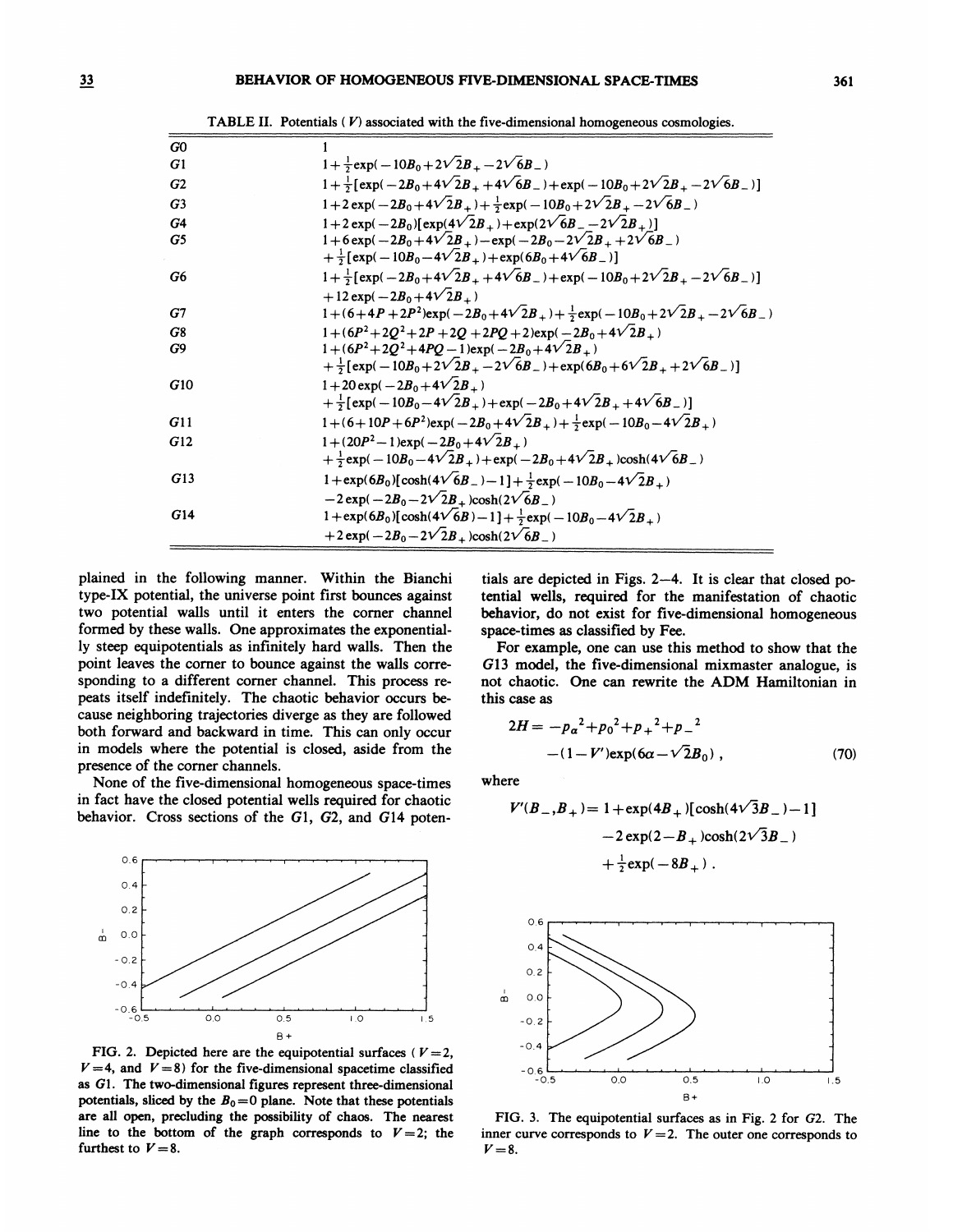TABLE II. Potentials ($V$) associated with the five-dimensional homogeneous cosmologies.

| | |
|---|---|
| $G0$ | $1$ |
| $G1$ | $1+\frac{1}{2}\exp(-10B_0+2\sqrt{2}B_+-2\sqrt{6}B_-)$ |
| $G2$ | $1+\frac{1}{2}[\exp(-2B_0+4\sqrt{2}B_++4\sqrt{6}B_-)+\exp(-10B_0+2\sqrt{2}B_+-2\sqrt{6}B_-)]$ |
| $G3$ | $1+2\exp(-2B_0+4\sqrt{2}B_+)+\frac{1}{2}\exp(-10B_0+2\sqrt{2}B_+-2\sqrt{6}B_-)$ |
| $G4$ | $1+2\exp(-2B_0)[\exp(4\sqrt{2}B_+)+\exp(2\sqrt{6}B_--2\sqrt{2}B_+)]$ |
| $G5$ | $1+6\exp(-2B_0+4\sqrt{2}B_+)-\exp(-2B_0-2\sqrt{2}B_++2\sqrt{6}B_-)$ $+\frac{1}{2}[\exp(-10B_0-4\sqrt{2}B_+)+\exp(6B_0+4\sqrt{6}B_-)]$ |
| $G6$ | $1+\frac{1}{2}[\exp(-2B_0+4\sqrt{2}B_++4\sqrt{6}B_-)+\exp(-10B_0+2\sqrt{2}B_+-2\sqrt{6}B_-)]$ $+12\exp(-2B_0+4\sqrt{2}B_+)$ |
| $G7$ | $1+(6+4P+2P^2)\exp(-2B_0+4\sqrt{2}B_+)+\frac{1}{2}\exp(-10B_0+2\sqrt{2}B_+-2\sqrt{6}B_-)$ |
| $G8$ | $1+(6P^2+2Q^2+2P+2Q+2PQ+2)\exp(-2B_0+4\sqrt{2}B_+)$ |
| $G9$ | $1+(6P^2+2Q^2+4PQ-1)\exp(-2B_0+4\sqrt{2}B_+)$ $+\frac{1}{2}[\exp(-10B_0+2\sqrt{2}B_+-2\sqrt{6}B_-)+\exp(6B_0+6\sqrt{2}B_++2\sqrt{6}B_-)]$ |
| $G10$ | $1+20\exp(-2B_0+4\sqrt{2}B_+)$ $+\frac{1}{2}[\exp(-10B_0-4\sqrt{2}B_+)+\exp(-2B_0+4\sqrt{2}B_++4\sqrt{6}B_-)]$ |
| $G11$ | $1+(6+10P+6P^2)\exp(-2B_0+4\sqrt{2}B_+)+\frac{1}{2}\exp(-10B_0-4\sqrt{2}B_+)$ |
| $G12$ | $1+(20P^2-1)\exp(-2B_0+4\sqrt{2}B_+)$ $+\frac{1}{2}\exp(-10B_0-4\sqrt{2}B_+)+\exp(-2B_0+4\sqrt{2}B_+)\cosh(4\sqrt{6}B_-)$ |
| $G13$ | $1+\exp(6B_0)[\cosh(4\sqrt{6}B_-)-1]+\frac{1}{2}\exp(-10B_0-4\sqrt{2}B_+)$ $-2\exp(-2B_0-2\sqrt{2}B_+)\cosh(2\sqrt{6}B_-)$ |
| $G14$ | $1+\exp(6B_0)[\cosh(4\sqrt{6}B)-1]+\frac{1}{2}\exp(-10B_0-4\sqrt{2}B_+)$ $+2\exp(-2B_0-2\sqrt{2}B_+)\cosh(2\sqrt{6}B_-)$ |

plained in the following manner. Within the Bianchi type-IX potential, the universe point first bounces against two potential walls until it enters the corner channel formed by these walls. One approximates the exponentially steep equipotentials as infinitely hard walls. Then the point leaves the corner to bounce against the walls corresponding to a different corner channel. This process repeats itself indefinitely. The chaotic behavior occurs because neighboring trajectories diverge as they are followed both forward and backward in time. This can only occur in models where the potential is closed, aside from the presence of the corner channels.

None of the five-dimensional homogeneous space-times in fact have the closed potential wells required for chaotic behavior. Cross sections of the $G1$, $G2$, and $G14$ potentials are depicted in Figs. 2–4. It is clear that closed potential wells, required for the manifestation of chaotic behavior, do not exist for five-dimensional homogeneous space-times as classified by Fee.

For example, one can use this method to show that the $G13$ model, the five-dimensional mixmaster analogue, is not chaotic. One can rewrite the ADM Hamiltonian in this case as

$$2H=-p_\alpha{}^2+p_0{}^2+p_+{}^2+p_-{}^2 -(1-V')\exp(6\alpha-\sqrt{2}B_0)\,, \tag{70}$$

where

$$V'(B_-,B_+)=1+\exp(4B_+)[\cosh(4\sqrt{3}B_-)-1] -2\exp(2-B_+)\cosh(2\sqrt{3}B_-) +\tfrac{1}{2}\exp(-8B_+)\,.$$

FIG. 2. Depicted here are the equipotential surfaces ($V=2$, $V=4$, and $V=8$) for the five-dimensional spacetime classified as $G1$. The two-dimensional figures represent three-dimensional potentials, sliced by the $B_0=0$ plane. Note that these potentials are all open, precluding the possibility of chaos. The nearest line to the bottom of the graph corresponds to $V=2$; the furthest to $V=8$.

FIG. 3. The equipotential surfaces as in Fig. 2 for $G2$. The inner curve corresponds to $V=2$. The outer one corresponds to $V=8$.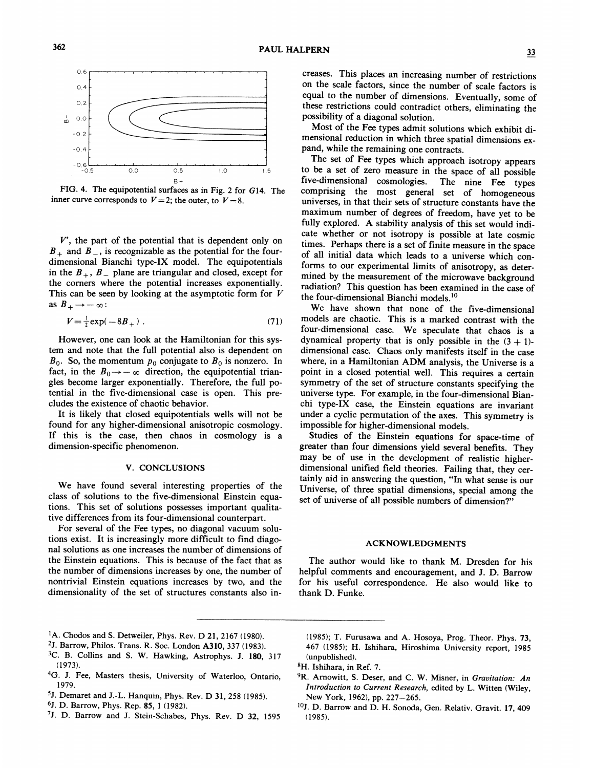0.6
0.4
0.2
0.0
-0.2
-0.4
-0.6

-0.5 0.0 0.5 1.0 1.5

B+

B−

FIG. 4. The equipotential surfaces as in Fig. 2 for G14. The inner curve corresponds to $V=2$; the outer, to $V=8$.

$V'$, the part of the potential that is dependent only on $B_+$ and $B_-$, is recognizable as the potential for the four-dimensional Bianchi type-IX model. The equipotentials in the $B_+$, $B_-$ plane are triangular and closed, except for the corners where the potential increases exponentially. This can be seen by looking at the asymptotic form for $V$ as $B_+ \to -\infty$:

$$V = \tfrac{1}{2}\exp(-8B_+) \ . \tag{71}$$

However, one can look at the Hamiltonian for this system and note that the full potential also is dependent on $B_0$. So, the momentum $p_0$ conjugate to $B_0$ is nonzero. In fact, in the $B_0 \to -\infty$ direction, the equipotential triangles become larger exponentially. Therefore, the full potential in the five-dimensional case is open. This precludes the existence of chaotic behavior.

It is likely that closed equipotentials wells will not be found for any higher-dimensional anisotropic cosmology. If this is the case, then chaos in cosmology is a dimension-specific phenomenon.

## V. CONCLUSIONS

We have found several interesting properties of the class of solutions to the five-dimensional Einstein equations. This set of solutions possesses important qualitative differences from its four-dimensional counterpart.

For several of the Fee types, no diagonal vacuum solutions exist. It is increasingly more difficult to find diagonal solutions as one increases the number of dimensions of the Einstein equations. This is because of the fact that as the number of dimensions increases by one, the number of nontrivial Einstein equations increases by two, and the dimensionality of the set of structures constants also increases. This places an increasing number of restrictions on the scale factors, since the number of scale factors is equal to the number of dimensions. Eventually, some of these restrictions could contradict others, eliminating the possibility of a diagonal solution.

Most of the Fee types admit solutions which exhibit dimensional reduction in which three spatial dimensions expand, while the remaining one contracts.

The set of Fee types which approach isotropy appears to be a set of zero measure in the space of all possible five-dimensional cosmologies. The nine Fee types comprising the most general set of homogeneous universes, in that their sets of structure constants have the maximum number of degrees of freedom, have yet to be fully explored. A stability analysis of this set would indicate whether or not isotropy is possible at late cosmic times. Perhaps there is a set of finite measure in the space of all initial data which leads to a universe which conforms to our experimental limits of anisotropy, as determined by the measurement of the microwave background radiation? This question has been examined in the case of the four-dimensional Bianchi models.[10]

We have shown that none of the five-dimensional models are chaotic. This is a marked contrast with the four-dimensional case. We speculate that chaos is a dynamical property that is only possible in the $(3+1)$-dimensional case. Chaos only manifests itself in the case where, in a Hamiltonian ADM analysis, the Universe is a point in a closed potential well. This requires a certain symmetry of the set of structure constants specifying the universe type. For example, in the four-dimensional Bianchi type-IX case, the Einstein equations are invariant under a cyclic permutation of the axes. This symmetry is impossible for higher-dimensional models.

Studies of the Einstein equations for space-time of greater than four dimensions yield several benefits. They may be of use in the development of realistic higher-dimensional unified field theories. Failing that, they certainly aid in answering the question, "In what sense is our Universe, of three spatial dimensions, special among the set of universe of all possible numbers of dimension?"

## ACKNOWLEDGMENTS

The author would like to thank M. Dresden for his helpful comments and encouragement, and J. D. Barrow for his useful correspondence. He also would like to thank D. Funke.

---

[1] A. Chodos and S. Detweiler, Phys. Rev. D **21**, 2167 (1980).

[2] J. Barrow, Philos. Trans. R. Soc. London **A310**, 337 (1983).

[3] C. B. Collins and S. W. Hawking, Astrophys. J. **180**, 317 (1973).

[4] G. J. Fee, Masters thesis, University of Waterloo, Ontario, 1979.

[5] J. Demaret and J.-L. Hanquin, Phys. Rev. D **31**, 258 (1985).

[6] J. D. Barrow, Phys. Rep. **85**, 1 (1982).

[7] J. D. Barrow and J. Stein-Schabes, Phys. Rev. D **32**, 1595 (1985); T. Furusawa and A. Hosoya, Prog. Theor. Phys. **73**, 467 (1985); H. Ishihara, Hiroshima University report, 1985 (unpublished).

[8] H. Ishihara, in Ref. 7.

[9] R. Arnowitt, S. Deser, and C. W. Misner, in *Gravitation: An Introduction to Current Research*, edited by L. Witten (Wiley, New York, 1962), pp. 227–265.

[10] J. D. Barrow and D. H. Sonoda, Gen. Relativ. Gravit. **17**, 409 (1985).